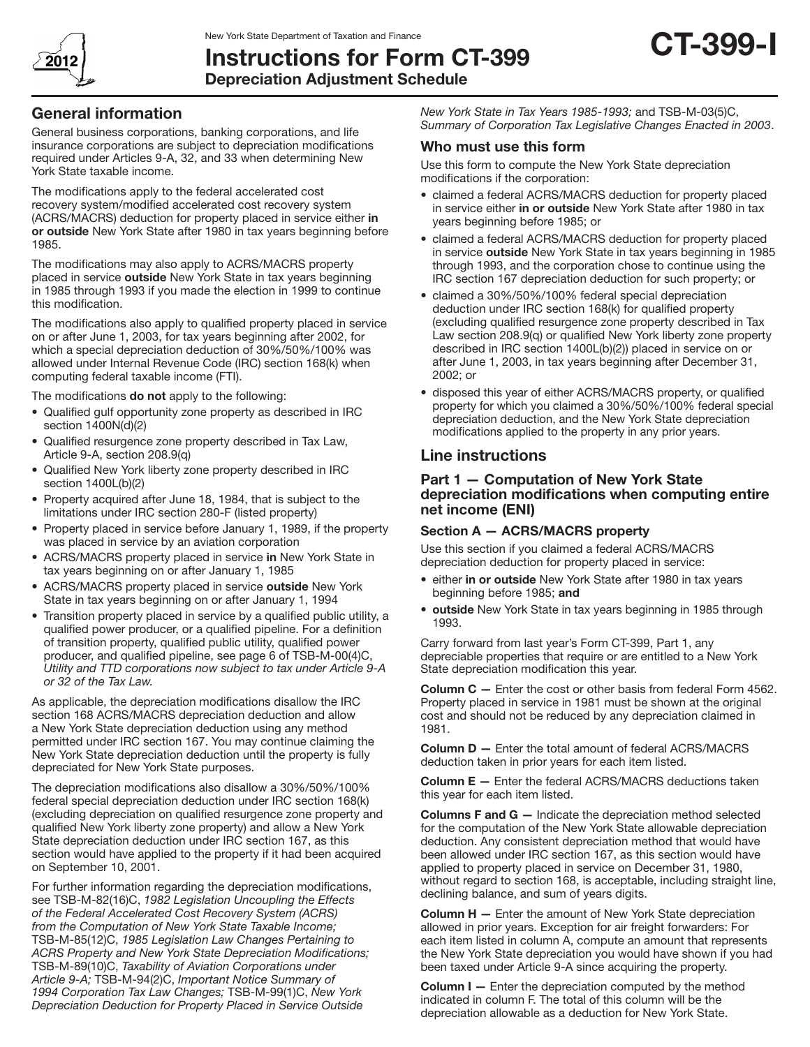New York State Department of Taxation and Finance

# Instructions for Form CT-399

## Depreciation Adjustment Schedule

**CT-399-I**

2012

## General information

General business corporations, banking corporations, and life insurance corporations are subject to depreciation modifications required under Articles 9-A, 32, and 33 when determining New York State taxable income.

The modifications apply to the federal accelerated cost recovery system/modified accelerated cost recovery system (ACRS/MACRS) deduction for property placed in service either **in or outside** New York State after 1980 in tax years beginning before 1985.

The modifications may also apply to ACRS/MACRS property placed in service **outside** New York State in tax years beginning in 1985 through 1993 if you made the election in 1999 to continue this modification.

The modifications also apply to qualified property placed in service on or after June 1, 2003, for tax years beginning after 2002, for which a special depreciation deduction of 30%/50%/100% was allowed under Internal Revenue Code (IRC) section 168(k) when computing federal taxable income (FTI).

The modifications **do not** apply to the following:

- Qualified gulf opportunity zone property as described in IRC section 1400N(d)(2)
- Qualified resurgence zone property described in Tax Law, Article 9-A, section 208.9(q)
- Qualified New York liberty zone property described in IRC section 1400L(b)(2)
- Property acquired after June 18, 1984, that is subject to the limitations under IRC section 280-F (listed property)
- Property placed in service before January 1, 1989, if the property was placed in service by an aviation corporation
- ACRS/MACRS property placed in service **in** New York State in tax years beginning on or after January 1, 1985
- ACRS/MACRS property placed in service **outside** New York State in tax years beginning on or after January 1, 1994
- Transition property placed in service by a qualified public utility, a qualified power producer, or a qualified pipeline. For a definition of transition property, qualified public utility, qualified power producer, and qualified pipeline, see page 6 of TSB-M-00(4)C, *Utility and TTD corporations now subject to tax under Article 9-A or 32 of the Tax Law.*

As applicable, the depreciation modifications disallow the IRC section 168 ACRS/MACRS depreciation deduction and allow a New York State depreciation deduction using any method permitted under IRC section 167. You may continue claiming the New York State depreciation deduction until the property is fully depreciated for New York State purposes.

The depreciation modifications also disallow a 30%/50%/100% federal special depreciation deduction under IRC section 168(k) (excluding depreciation on qualified resurgence zone property and qualified New York liberty zone property) and allow a New York State depreciation deduction under IRC section 167, as this section would have applied to the property if it had been acquired on September 10, 2001.

For further information regarding the depreciation modifications, see TSB-M-82(16)C, *1982 Legislation Uncoupling the Effects of the Federal Accelerated Cost Recovery System (ACRS) from the Computation of New York State Taxable Income;* TSB-M-85(12)C, *1985 Legislation Law Changes Pertaining to ACRS Property and New York State Depreciation Modifications;* TSB-M-89(10)C, *Taxability of Aviation Corporations under Article 9-A;* TSB-M-94(2)C, *Important Notice Summary of 1994 Corporation Tax Law Changes;* TSB-M-99(1)C, *New York Depreciation Deduction for Property Placed in Service Outside New York State in Tax Years 1985-1993;* and TSB-M-03(5)C, *Summary of Corporation Tax Legislative Changes Enacted in 2003*.

### Who must use this form

Use this form to compute the New York State depreciation modifications if the corporation:

- claimed a federal ACRS/MACRS deduction for property placed in service either **in or outside** New York State after 1980 in tax years beginning before 1985; or
- claimed a federal ACRS/MACRS deduction for property placed in service **outside** New York State in tax years beginning in 1985 through 1993, and the corporation chose to continue using the IRC section 167 depreciation deduction for such property; or
- claimed a 30%/50%/100% federal special depreciation deduction under IRC section 168(k) for qualified property (excluding qualified resurgence zone property described in Tax Law section 208.9(q) or qualified New York liberty zone property described in IRC section 1400L(b)(2)) placed in service on or after June 1, 2003, in tax years beginning after December 31, 2002; or
- disposed this year of either ACRS/MACRS property, or qualified property for which you claimed a 30%/50%/100% federal special depreciation deduction, and the New York State depreciation modifications applied to the property in any prior years.

## Line instructions

### Part 1 — Computation of New York State depreciation modifications when computing entire net income (ENI)

#### Section A — ACRS/MACRS property

Use this section if you claimed a federal ACRS/MACRS depreciation deduction for property placed in service:

- either **in or outside** New York State after 1980 in tax years beginning before 1985; **and**
- **outside** New York State in tax years beginning in 1985 through 1993.

Carry forward from last year's Form CT-399, Part 1, any depreciable properties that require or are entitled to a New York State depreciation modification this year.

**Column C —** Enter the cost or other basis from federal Form 4562. Property placed in service in 1981 must be shown at the original cost and should not be reduced by any depreciation claimed in 1981.

**Column D —** Enter the total amount of federal ACRS/MACRS deduction taken in prior years for each item listed.

**Column E —** Enter the federal ACRS/MACRS deductions taken this year for each item listed.

**Columns F and G —** Indicate the depreciation method selected for the computation of the New York State allowable depreciation deduction. Any consistent depreciation method that would have been allowed under IRC section 167, as this section would have applied to property placed in service on December 31, 1980, without regard to section 168, is acceptable, including straight line, declining balance, and sum of years digits.

**Column H —** Enter the amount of New York State depreciation allowed in prior years. Exception for air freight forwarders: For each item listed in column A, compute an amount that represents the New York State depreciation you would have shown if you had been taxed under Article 9-A since acquiring the property.

**Column I —** Enter the depreciation computed by the method indicated in column F. The total of this column will be the depreciation allowable as a deduction for New York State.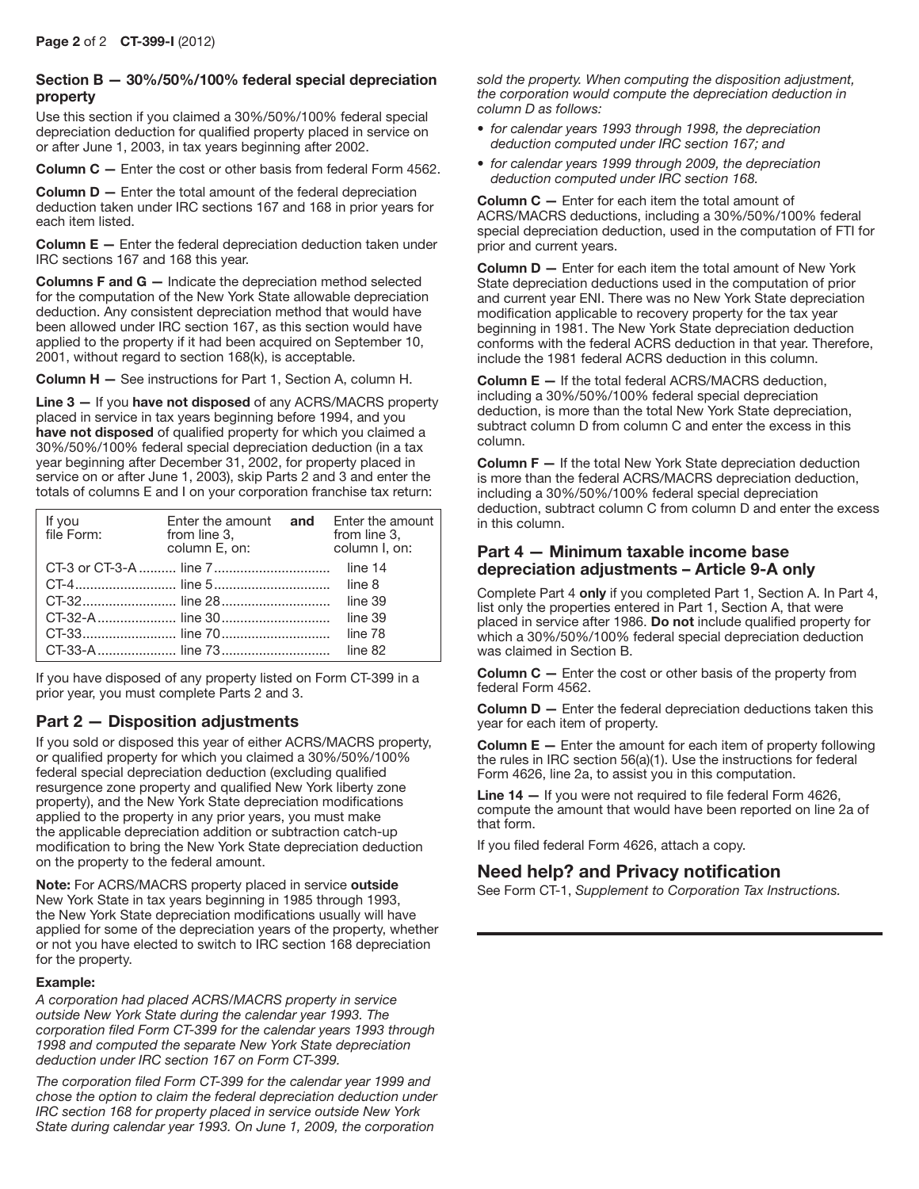## Section B — 30%/50%/100% federal special depreciation property

Use this section if you claimed a 30%/50%/100% federal special depreciation deduction for qualified property placed in service on or after June 1, 2003, in tax years beginning after 2002.

**Column C —** Enter the cost or other basis from federal Form 4562.

**Column D —** Enter the total amount of the federal depreciation deduction taken under IRC sections 167 and 168 in prior years for each item listed.

**Column E —** Enter the federal depreciation deduction taken under IRC sections 167 and 168 this year.

**Columns F and G —** Indicate the depreciation method selected for the computation of the New York State allowable depreciation deduction. Any consistent depreciation method that would have been allowed under IRC section 167, as this section would have applied to the property if it had been acquired on September 10, 2001, without regard to section 168(k), is acceptable.

**Column H —** See instructions for Part 1, Section A, column H.

**Line 3 —** If you **have not disposed** of any ACRS/MACRS property placed in service in tax years beginning before 1994, and you **have not disposed** of qualified property for which you claimed a 30%/50%/100% federal special depreciation deduction (in a tax year beginning after December 31, 2002, for property placed in service on or after June 1, 2003), skip Parts 2 and 3 and enter the totals of columns E and I on your corporation franchise tax return:

| If you file Form: | Enter the amount from line 3, column E, on: | and | Enter the amount from line 3, column I, on: |
|---|---|---|---|
| CT-3 or CT-3-A | line 7 | | line 14 |
| CT-4 | line 5 | | line 8 |
| CT-32 | line 28 | | line 39 |
| CT-32-A | line 30 | | line 39 |
| CT-33 | line 70 | | line 78 |
| CT-33-A | line 73 | | line 82 |

If you have disposed of any property listed on Form CT-399 in a prior year, you must complete Parts 2 and 3.

## Part 2 — Disposition adjustments

If you sold or disposed this year of either ACRS/MACRS property, or qualified property for which you claimed a 30%/50%/100% federal special depreciation deduction (excluding qualified resurgence zone property and qualified New York liberty zone property), and the New York State depreciation modifications applied to the property in any prior years, you must make the applicable depreciation addition or subtraction catch-up modification to bring the New York State depreciation deduction on the property to the federal amount.

**Note:** For ACRS/MACRS property placed in service **outside** New York State in tax years beginning in 1985 through 1993, the New York State depreciation modifications usually will have applied for some of the depreciation years of the property, whether or not you have elected to switch to IRC section 168 depreciation for the property.

**Example:**

*A corporation had placed ACRS/MACRS property in service outside New York State during the calendar year 1993. The corporation filed Form CT-399 for the calendar years 1993 through 1998 and computed the separate New York State depreciation deduction under IRC section 167 on Form CT-399.*

*The corporation filed Form CT-399 for the calendar year 1999 and chose the option to claim the federal depreciation deduction under IRC section 168 for property placed in service outside New York State during calendar year 1993. On June 1, 2009, the corporation sold the property. When computing the disposition adjustment, the corporation would compute the depreciation deduction in column D as follows:*

- *for calendar years 1993 through 1998, the depreciation deduction computed under IRC section 167; and*
- *for calendar years 1999 through 2009, the depreciation deduction computed under IRC section 168.*

**Column C —** Enter for each item the total amount of ACRS/MACRS deductions, including a 30%/50%/100% federal special depreciation deduction, used in the computation of FTI for prior and current years.

**Column D —** Enter for each item the total amount of New York State depreciation deductions used in the computation of prior and current year ENI. There was no New York State depreciation modification applicable to recovery property for the tax year beginning in 1981. The New York State depreciation deduction conforms with the federal ACRS deduction in that year. Therefore, include the 1981 federal ACRS deduction in this column.

**Column E —** If the total federal ACRS/MACRS deduction, including a 30%/50%/100% federal special depreciation deduction, is more than the total New York State depreciation, subtract column D from column C and enter the excess in this column.

**Column F —** If the total New York State depreciation deduction is more than the federal ACRS/MACRS depreciation deduction, including a 30%/50%/100% federal special depreciation deduction, subtract column C from column D and enter the excess in this column.

## Part 4 — Minimum taxable income base depreciation adjustments – Article 9-A only

Complete Part 4 **only** if you completed Part 1, Section A. In Part 4, list only the properties entered in Part 1, Section A, that were placed in service after 1986. **Do not** include qualified property for which a 30%/50%/100% federal special depreciation deduction was claimed in Section B.

**Column C —** Enter the cost or other basis of the property from federal Form 4562.

**Column D —** Enter the federal depreciation deductions taken this year for each item of property.

**Column E —** Enter the amount for each item of property following the rules in IRC section 56(a)(1). Use the instructions for federal Form 4626, line 2a, to assist you in this computation.

**Line 14 —** If you were not required to file federal Form 4626, compute the amount that would have been reported on line 2a of that form.

If you filed federal Form 4626, attach a copy.

## Need help? and Privacy notification

See Form CT-1, *Supplement to Corporation Tax Instructions.*